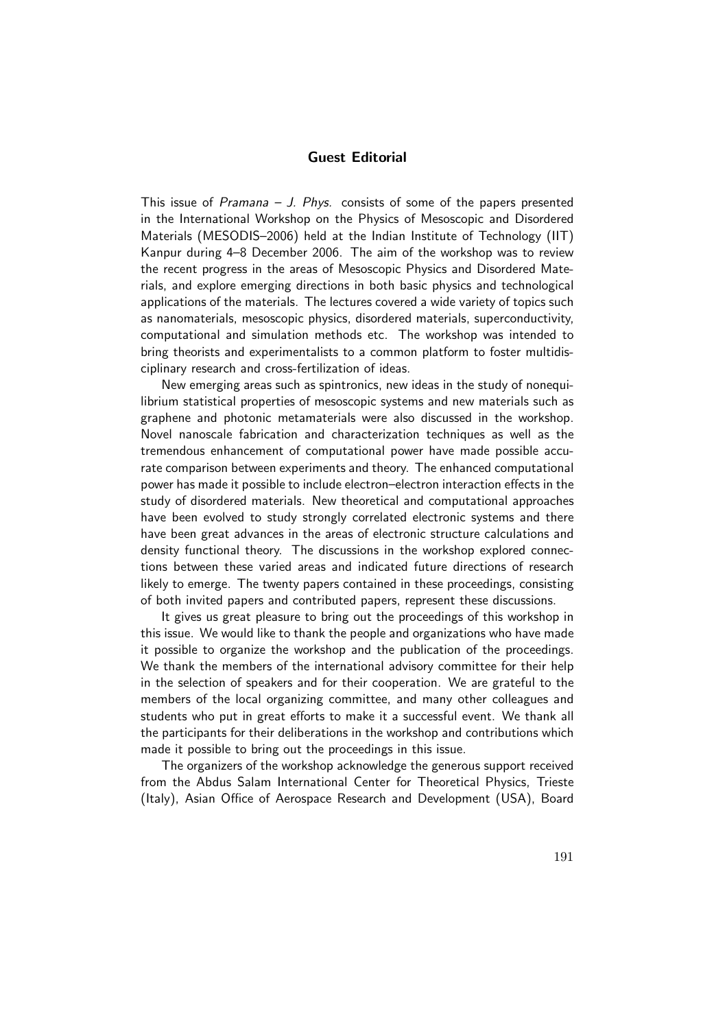# Guest Editorial

This issue of *Pramana – J. Phys.* consists of some of the papers presented in the International Workshop on the Physics of Mesoscopic and Disordered Materials (MESODIS–2006) held at the Indian Institute of Technology (IIT) Kanpur during 4–8 December 2006. The aim of the workshop was to review the recent progress in the areas of Mesoscopic Physics and Disordered Materials, and explore emerging directions in both basic physics and technological applications of the materials. The lectures covered a wide variety of topics such as nanomaterials, mesoscopic physics, disordered materials, superconductivity, computational and simulation methods etc. The workshop was intended to bring theorists and experimentalists to a common platform to foster multidisciplinary research and cross-fertilization of ideas.

New emerging areas such as spintronics, new ideas in the study of nonequilibrium statistical properties of mesoscopic systems and new materials such as graphene and photonic metamaterials were also discussed in the workshop. Novel nanoscale fabrication and characterization techniques as well as the tremendous enhancement of computational power have made possible accurate comparison between experiments and theory. The enhanced computational power has made it possible to include electron–electron interaction effects in the study of disordered materials. New theoretical and computational approaches have been evolved to study strongly correlated electronic systems and there have been great advances in the areas of electronic structure calculations and density functional theory. The discussions in the workshop explored connections between these varied areas and indicated future directions of research likely to emerge. The twenty papers contained in these proceedings, consisting of both invited papers and contributed papers, represent these discussions.

It gives us great pleasure to bring out the proceedings of this workshop in this issue. We would like to thank the people and organizations who have made it possible to organize the workshop and the publication of the proceedings. We thank the members of the international advisory committee for their help in the selection of speakers and for their cooperation. We are grateful to the members of the local organizing committee, and many other colleagues and students who put in great efforts to make it a successful event. We thank all the participants for their deliberations in the workshop and contributions which made it possible to bring out the proceedings in this issue.

The organizers of the workshop acknowledge the generous support received from the Abdus Salam International Center for Theoretical Physics, Trieste (Italy), Asian Office of Aerospace Research and Development (USA), Board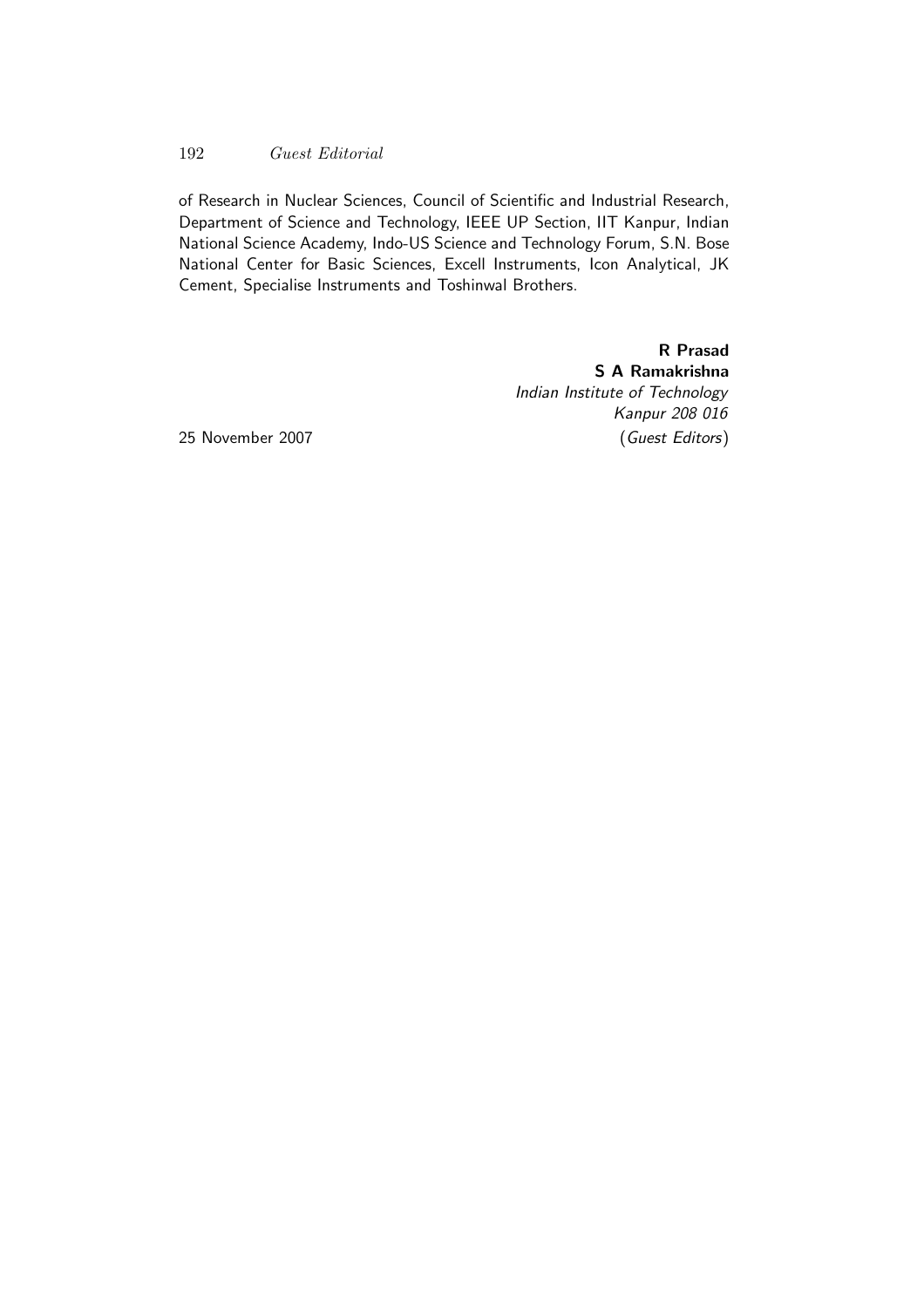of Research in Nuclear Sciences, Council of Scientific and Industrial Research, Department of Science and Technology, IEEE UP Section, IIT Kanpur, Indian National Science Academy, Indo-US Science and Technology Forum, S.N. Bose National Center for Basic Sciences, Excell Instruments, Icon Analytical, JK Cement, Specialise Instruments and Toshinwal Brothers.

**R Prasad**
**S A Ramakrishna**
*Indian Institute of Technology*
*Kanpur 208 016*
(*Guest Editors*)

25 November 2007